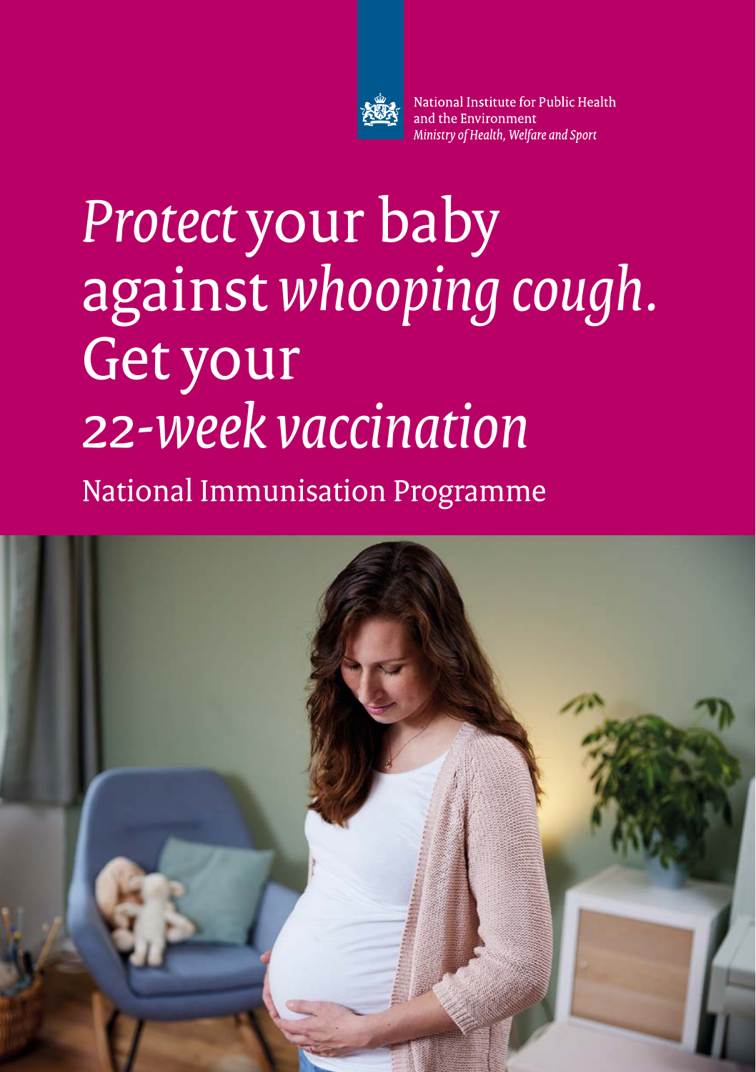National Institute for Public Health and the Environment
*Ministry of Health, Welfare and Sport*

# *Protect* your baby against *whooping cough*. Get your *22-week vaccination*

National Immunisation Programme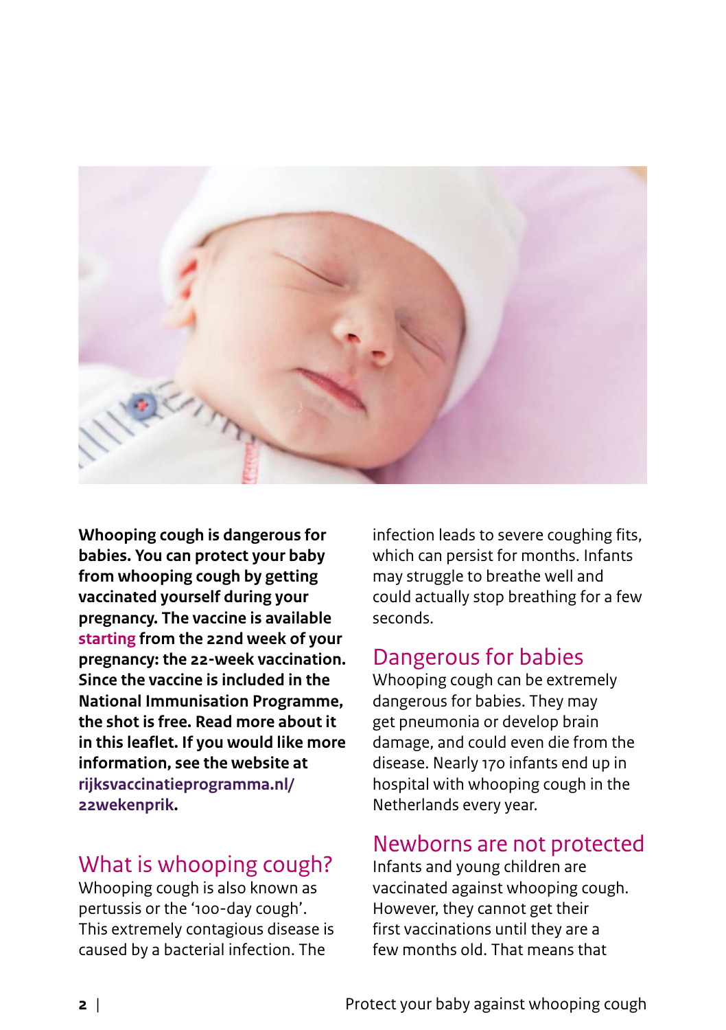**Whooping cough is dangerous for babies. You can protect your baby from whooping cough by getting vaccinated yourself during your pregnancy. The vaccine is available starting from the 22nd week of your pregnancy: the 22-week vaccination. Since the vaccine is included in the National Immunisation Programme, the shot is free. Read more about it in this leaflet. If you would like more information, see the website at rijksvaccinatieprogramma.nl/22wekenprik.**

## What is whooping cough?

Whooping cough is also known as pertussis or the '100-day cough'. This extremely contagious disease is caused by a bacterial infection. The infection leads to severe coughing fits, which can persist for months. Infants may struggle to breathe well and could actually stop breathing for a few seconds.

## Dangerous for babies

Whooping cough can be extremely dangerous for babies. They may get pneumonia or develop brain damage, and could even die from the disease. Nearly 170 infants end up in hospital with whooping cough in the Netherlands every year.

## Newborns are not protected

Infants and young children are vaccinated against whooping cough. However, they cannot get their first vaccinations until they are a few months old. That means that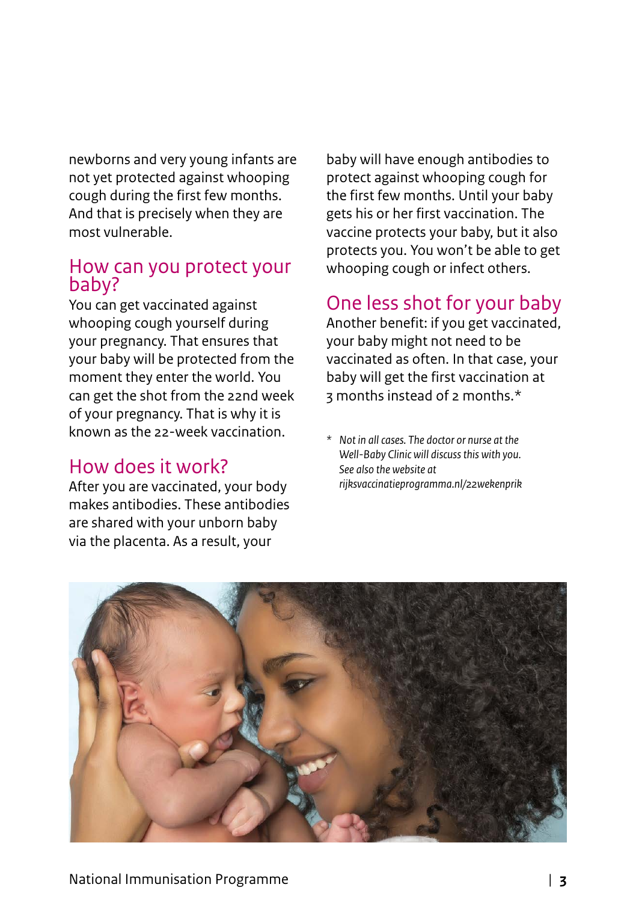newborns and very young infants are not yet protected against whooping cough during the first few months. And that is precisely when they are most vulnerable.

## How can you protect your baby?

You can get vaccinated against whooping cough yourself during your pregnancy. That ensures that your baby will be protected from the moment they enter the world. You can get the shot from the 22nd week of your pregnancy. That is why it is known as the 22-week vaccination.

## How does it work?

After you are vaccinated, your body makes antibodies. These antibodies are shared with your unborn baby via the placenta. As a result, your baby will have enough antibodies to protect against whooping cough for the first few months. Until your baby gets his or her first vaccination. The vaccine protects your baby, but it also protects you. You won't be able to get whooping cough or infect others.

## One less shot for your baby

Another benefit: if you get vaccinated, your baby might not need to be vaccinated as often. In that case, your baby will get the first vaccination at 3 months instead of 2 months.*

\* *Not in all cases. The doctor or nurse at the Well-Baby Clinic will discuss this with you. See also the website at rijksvaccinatieprogramma.nl/22wekenprik*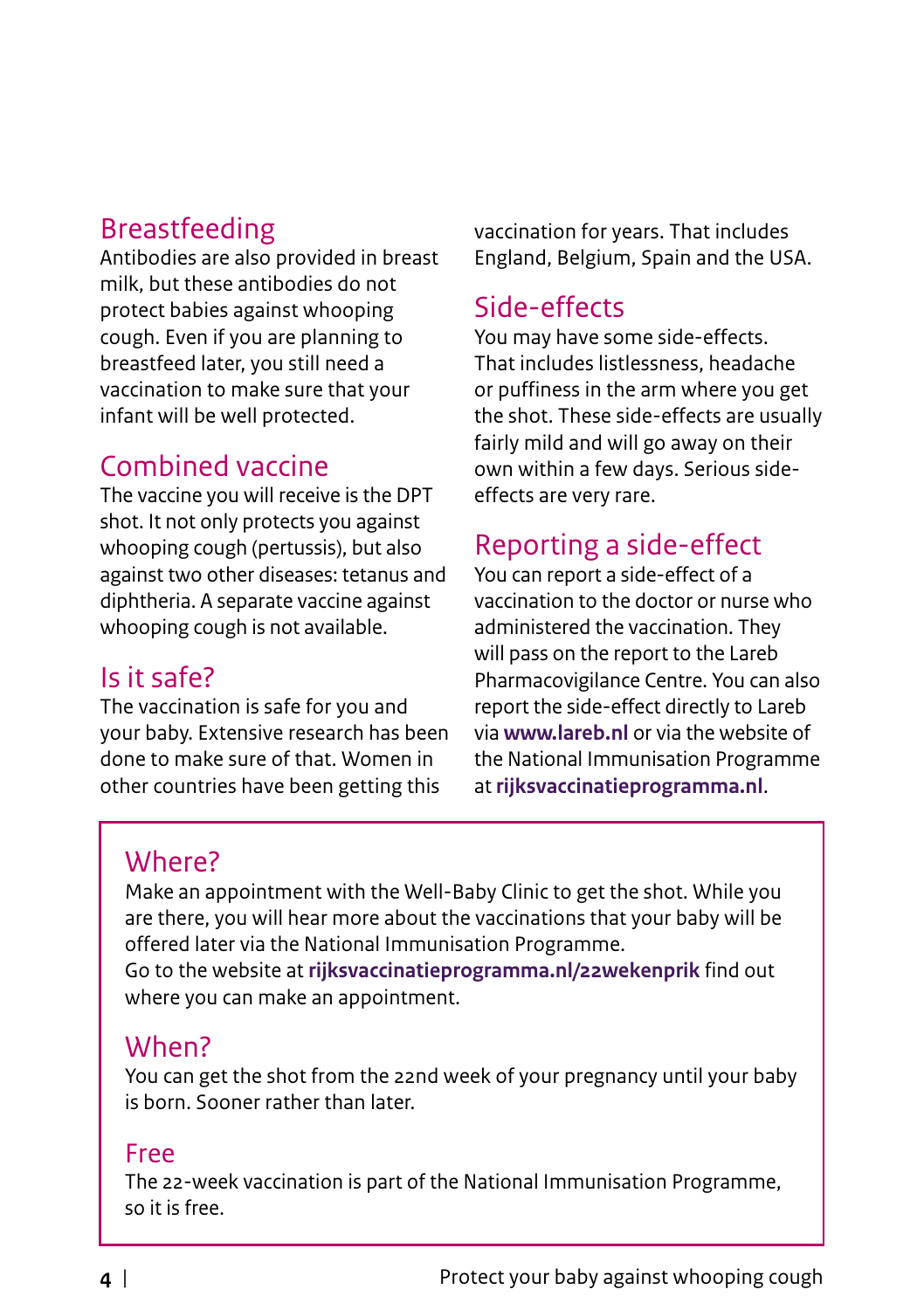## Breastfeeding

Antibodies are also provided in breast milk, but these antibodies do not protect babies against whooping cough. Even if you are planning to breastfeed later, you still need a vaccination to make sure that your infant will be well protected.

## Combined vaccine

The vaccine you will receive is the DPT shot. It not only protects you against whooping cough (pertussis), but also against two other diseases: tetanus and diphtheria. A separate vaccine against whooping cough is not available.

## Is it safe?

The vaccination is safe for you and your baby. Extensive research has been done to make sure of that. Women in other countries have been getting this vaccination for years. That includes England, Belgium, Spain and the USA.

## Side-effects

You may have some side-effects. That includes listlessness, headache or puffiness in the arm where you get the shot. These side-effects are usually fairly mild and will go away on their own within a few days. Serious side-effects are very rare.

## Reporting a side-effect

You can report a side-effect of a vaccination to the doctor or nurse who administered the vaccination. They will pass on the report to the Lareb Pharmacovigilance Centre. You can also report the side-effect directly to Lareb via **www.lareb.nl** or via the website of the National Immunisation Programme at **rijksvaccinatieprogramma.nl**.

## Where?

Make an appointment with the Well-Baby Clinic to get the shot. While you are there, you will hear more about the vaccinations that your baby will be offered later via the National Immunisation Programme.
Go to the website at **rijksvaccinatieprogramma.nl/22wekenprik** find out where you can make an appointment.

## When?

You can get the shot from the 22nd week of your pregnancy until your baby is born. Sooner rather than later.

## Free

The 22-week vaccination is part of the National Immunisation Programme, so it is free.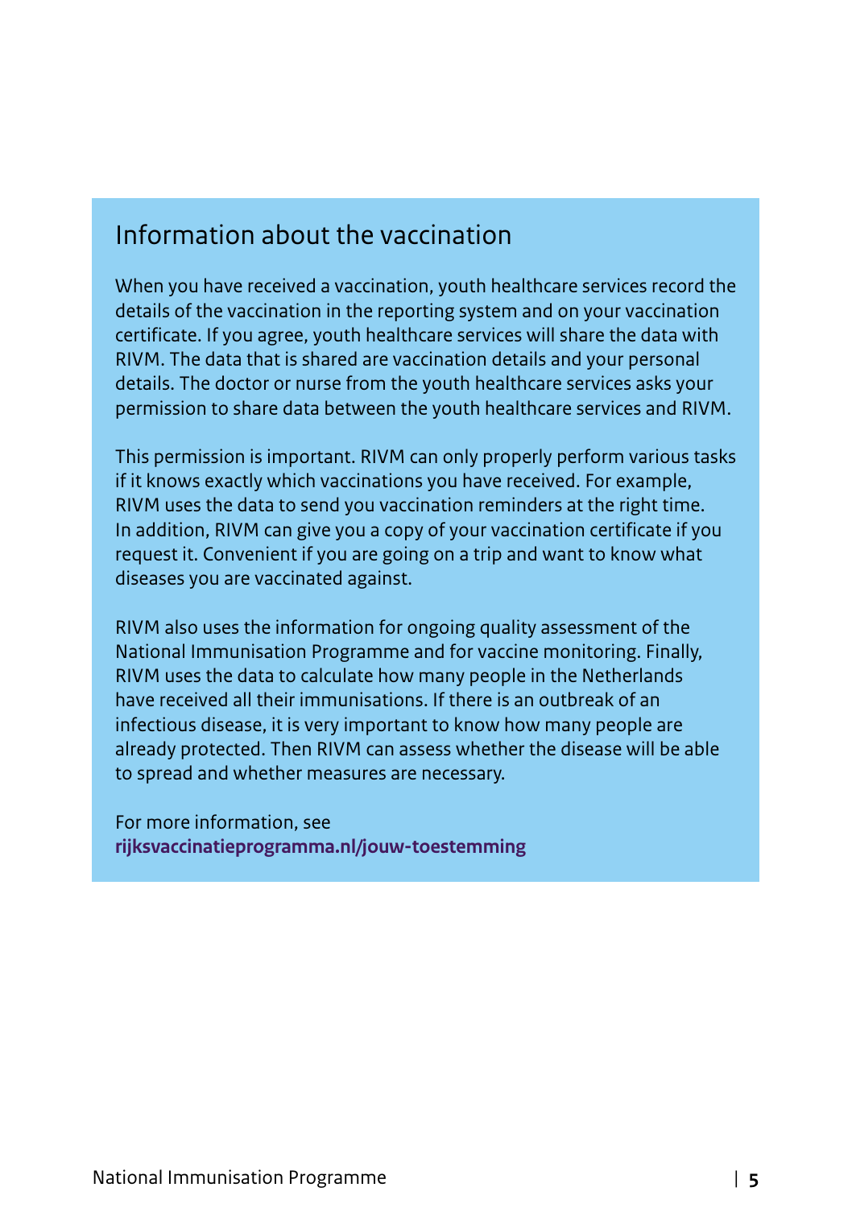## Information about the vaccination

When you have received a vaccination, youth healthcare services record the details of the vaccination in the reporting system and on your vaccination certificate. If you agree, youth healthcare services will share the data with RIVM. The data that is shared are vaccination details and your personal details. The doctor or nurse from the youth healthcare services asks your permission to share data between the youth healthcare services and RIVM.

This permission is important. RIVM can only properly perform various tasks if it knows exactly which vaccinations you have received. For example, RIVM uses the data to send you vaccination reminders at the right time. In addition, RIVM can give you a copy of your vaccination certificate if you request it. Convenient if you are going on a trip and want to know what diseases you are vaccinated against.

RIVM also uses the information for ongoing quality assessment of the National Immunisation Programme and for vaccine monitoring. Finally, RIVM uses the data to calculate how many people in the Netherlands have received all their immunisations. If there is an outbreak of an infectious disease, it is very important to know how many people are already protected. Then RIVM can assess whether the disease will be able to spread and whether measures are necessary.

For more information, see
**rijksvaccinatieprogramma.nl/jouw-toestemming**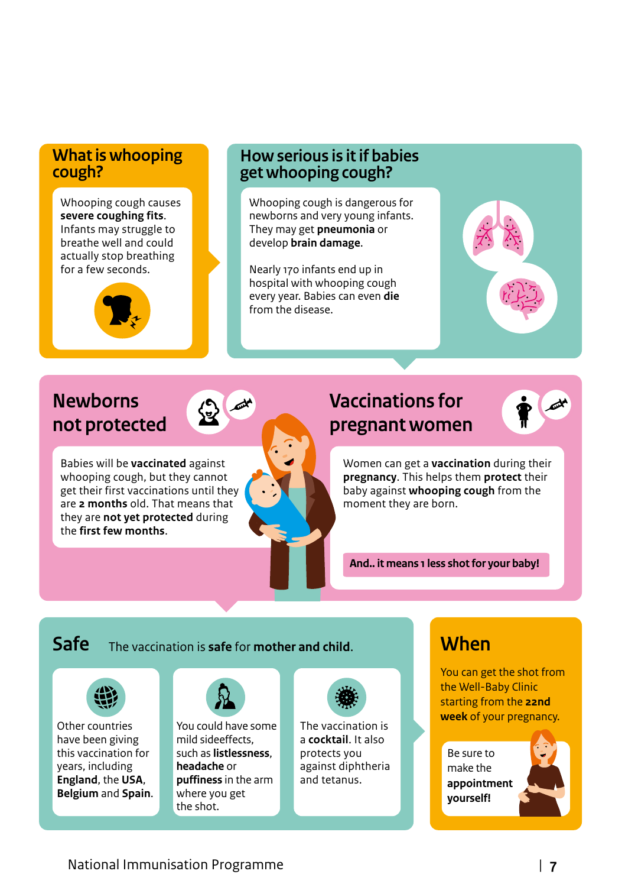## What is whooping cough?

Whooping cough causes **severe coughing fits**. Infants may struggle to breathe well and could actually stop breathing for a few seconds.

## How serious is it if babies get whooping cough?

Whooping cough is dangerous for newborns and very young infants. They may get **pneumonia** or develop **brain damage**.

Nearly 170 infants end up in hospital with whooping cough every year. Babies can even **die** from the disease.

## Newborns not protected

Babies will be **vaccinated** against whooping cough, but they cannot get their first vaccinations until they are **2 months** old. That means that they are **not yet protected** during the **first few months**.

## Vaccinations for pregnant women

Women can get a **vaccination** during their **pregnancy**. This helps them **protect** their baby against **whooping cough** from the moment they are born.

**And.. it means 1 less shot for your baby!**

## Safe

The vaccination is **safe** for **mother and child**.

Other countries have been giving this vaccination for years, including **England**, the **USA**, **Belgium** and **Spain**.

You could have some mild sideeffects, such as **listlessness**, **headache** or **puffiness** in the arm where you get the shot.

The vaccination is a **cocktail**. It also protects you against diphtheria and tetanus.

## When

You can get the shot from the Well-Baby Clinic starting from the **22nd week** of your pregnancy.

Be sure to make the **appointment yourself!**

National Immunisation Programme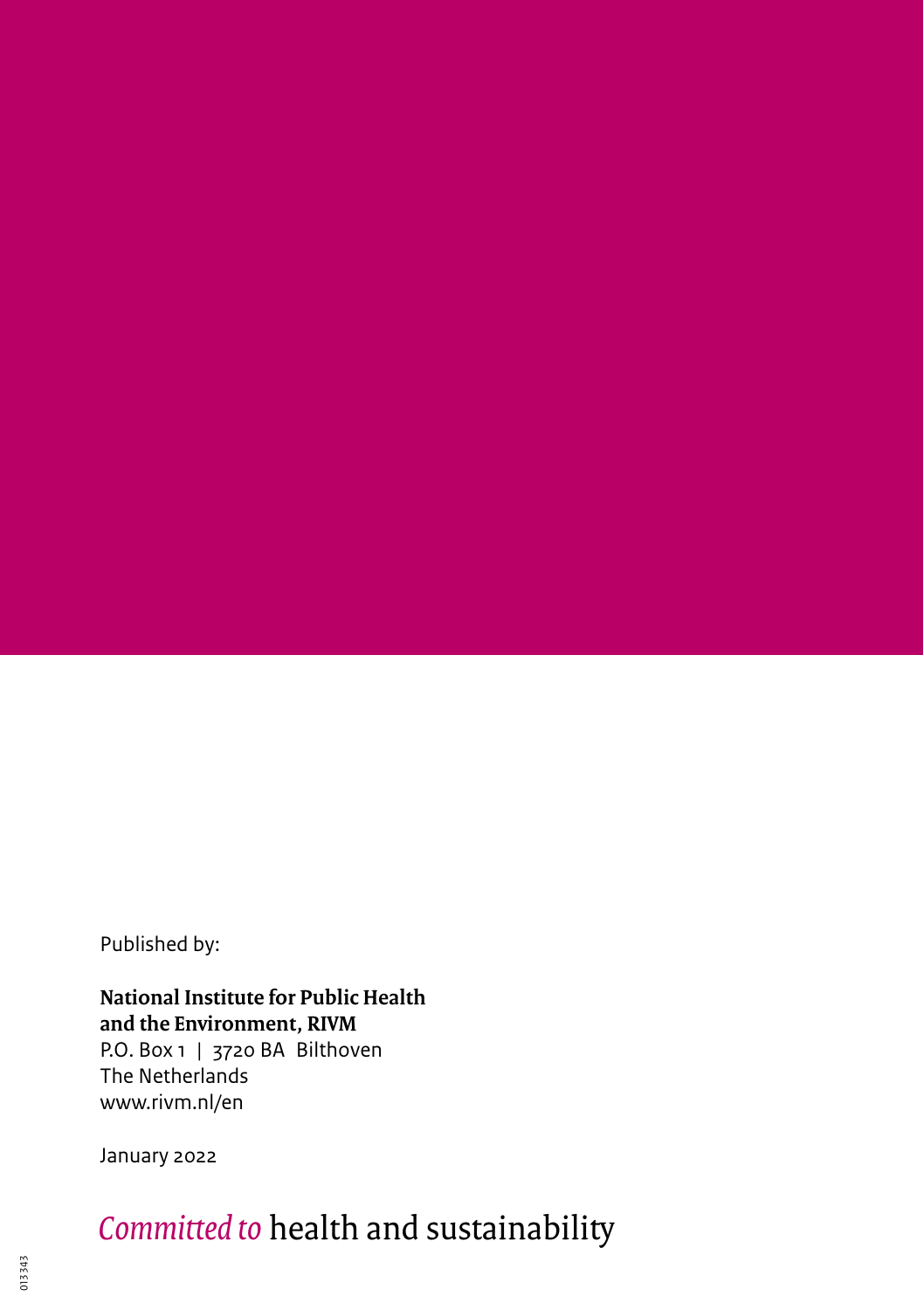Published by:

**National Institute for Public Health and the Environment, RIVM**
P.O. Box 1 | 3720 BA Bilthoven
The Netherlands
www.rivm.nl/en

January 2022

*Committed to* health and sustainability

013343